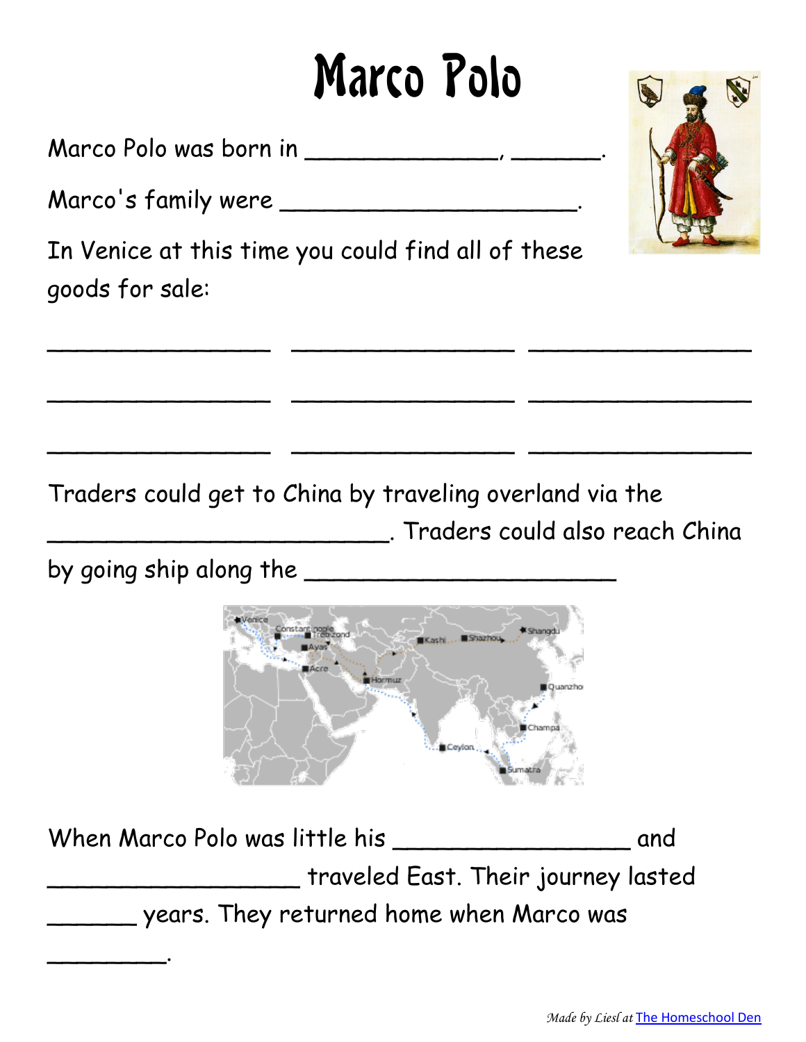# Marco Polo

Marco Polo was born in _____________, ______.

Marco's family were ____________________.

In Venice at this time you could find all of these goods for sale:

_______________ _______________ _______________

_______________ _______________ _______________

_______________ _______________ _______________

Traders could get to China by traveling overland via the ______________________. Traders could also reach China by going ship along the ____________________

When Marco Polo was little his ________________ and _________________ traveled East. Their journey lasted ______ years. They returned home when Marco was ________.

*Made by Liesl at* The Homeschool Den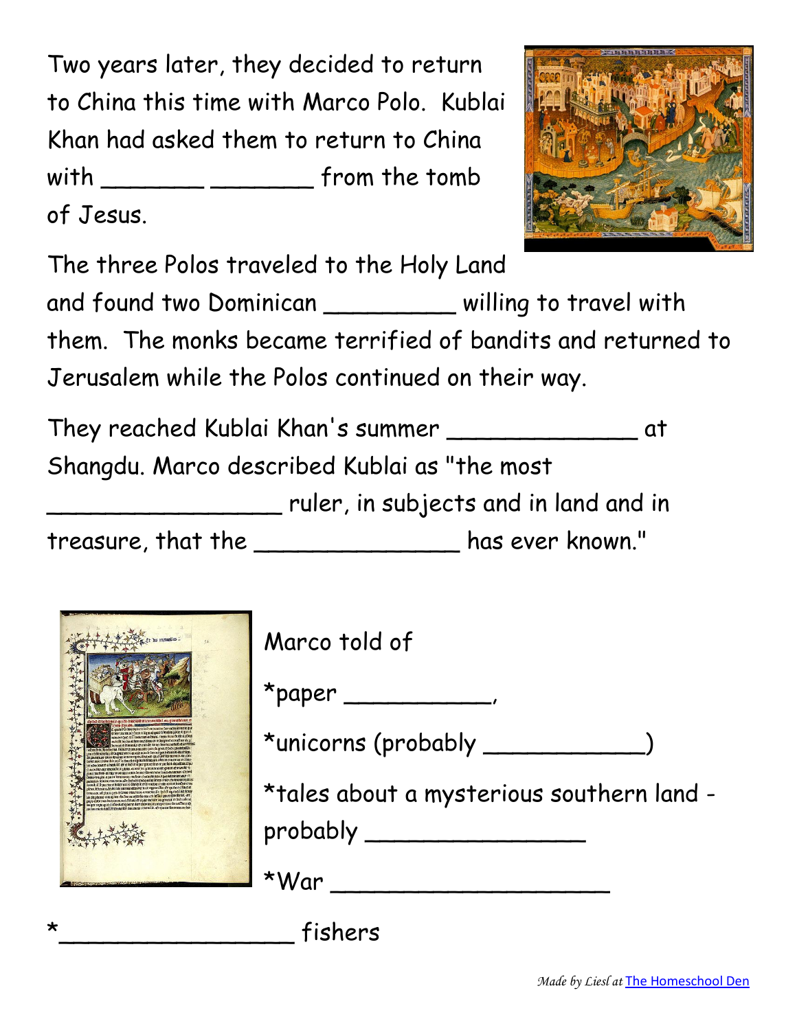Two years later, they decided to return to China this time with Marco Polo. Kublai Khan had asked them to return to China with _______ _______ from the tomb of Jesus.

The three Polos traveled to the Holy Land and found two Dominican _________ willing to travel with them. The monks became terrified of bandits and returned to Jerusalem while the Polos continued on their way.

They reached Kublai Khan's summer _____________ at Shangdu. Marco described Kublai as "the most _________________ ruler, in subjects and in land and in treasure, that the _______________ has ever known."

Marco told of

*paper __________,

*unicorns (probably ___________)

*tales about a mysterious southern land - probably ________________

*War ____________________

*_________________ fishers

*Made by Liesl at* The Homeschool Den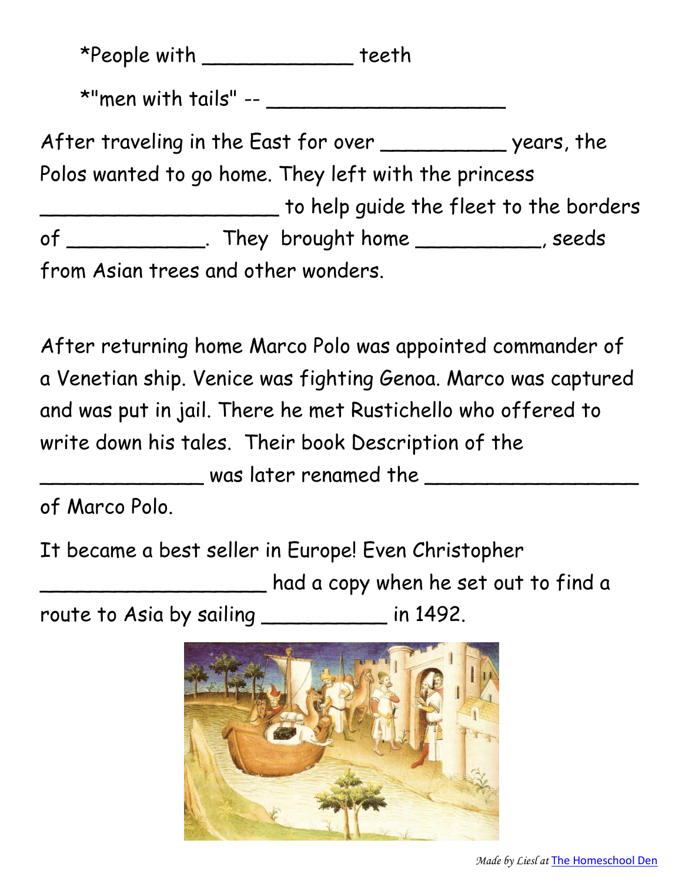*People with ____________ teeth

*"men with tails" -- ___________________

After traveling in the East for over __________ years, the Polos wanted to go home. They left with the princess ___________________ to help guide the fleet to the borders of ___________. They brought home __________, seeds from Asian trees and other wonders.

After returning home Marco Polo was appointed commander of a Venetian ship. Venice was fighting Genoa. Marco was captured and was put in jail. There he met Rustichello who offered to write down his tales. Their book Description of the _____________ was later renamed the _________________ of Marco Polo.

It became a best seller in Europe! Even Christopher __________________ had a copy when he set out to find a route to Asia by sailing __________ in 1492.

*Made by Liesl at* The Homeschool Den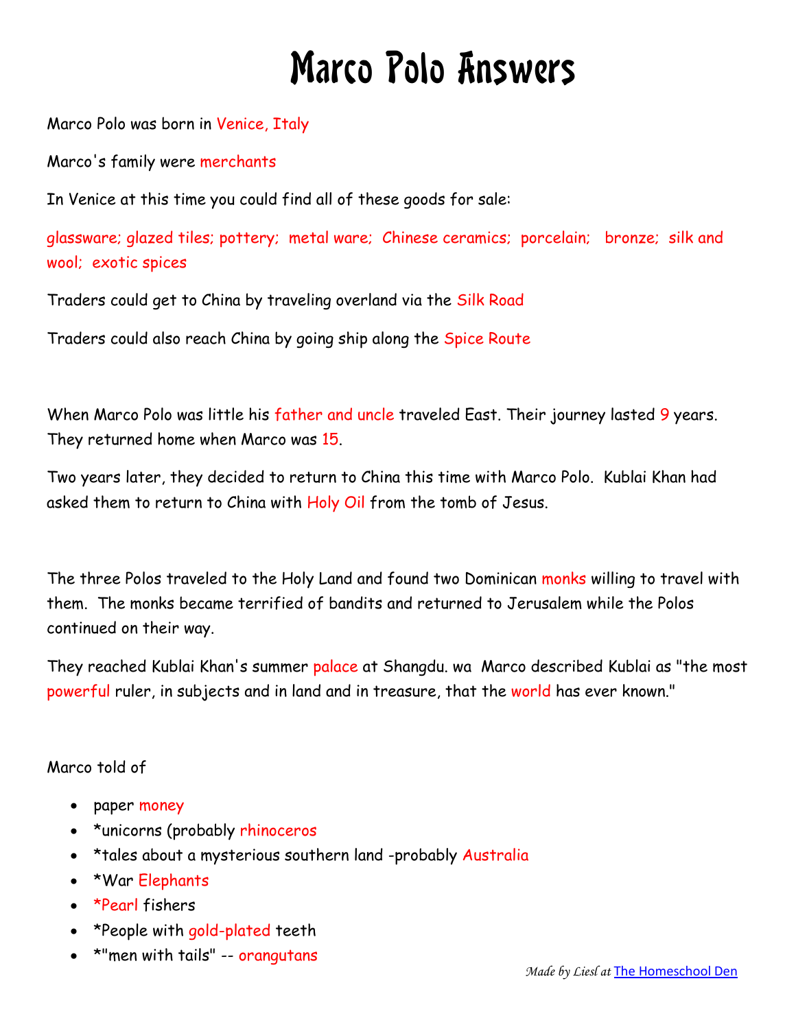# Marco Polo Answers

Marco Polo was born in Venice, Italy

Marco's family were merchants

In Venice at this time you could find all of these goods for sale:

glassware; glazed tiles; pottery; metal ware; Chinese ceramics; porcelain; bronze; silk and wool; exotic spices

Traders could get to China by traveling overland via the Silk Road

Traders could also reach China by going ship along the Spice Route

When Marco Polo was little his father and uncle traveled East. Their journey lasted 9 years. They returned home when Marco was 15.

Two years later, they decided to return to China this time with Marco Polo. Kublai Khan had asked them to return to China with Holy Oil from the tomb of Jesus.

The three Polos traveled to the Holy Land and found two Dominican monks willing to travel with them. The monks became terrified of bandits and returned to Jerusalem while the Polos continued on their way.

They reached Kublai Khan's summer palace at Shangdu. wa Marco described Kublai as "the most powerful ruler, in subjects and in land and in treasure, that the world has ever known."

Marco told of

- paper money
- *unicorns (probably rhinoceros
- *tales about a mysterious southern land -probably Australia
- *War Elephants
- *Pearl fishers
- *People with gold-plated teeth
- *"men with tails" -- orangutans

*Made by Liesl at* The Homeschool Den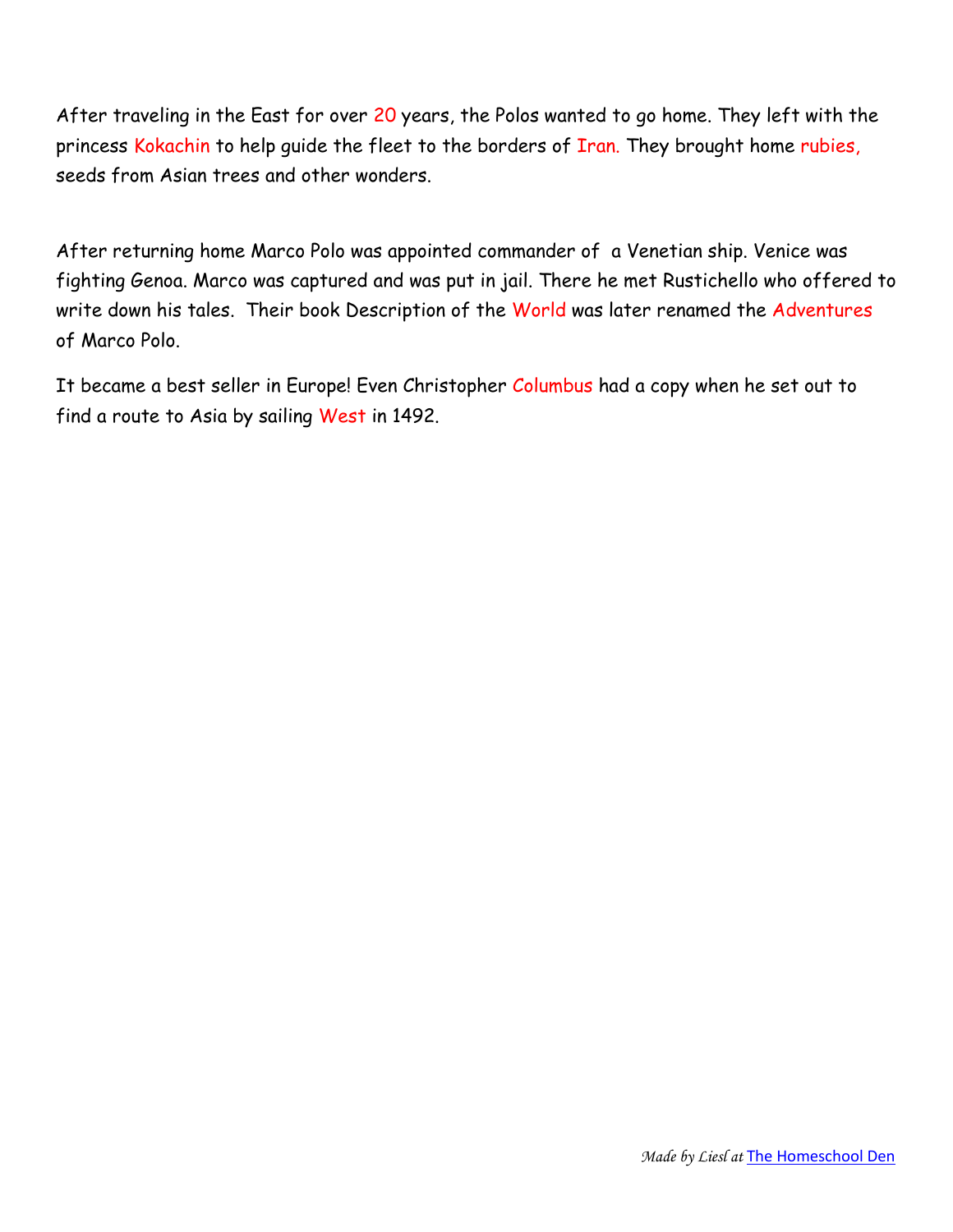After traveling in the East for over 20 years, the Polos wanted to go home. They left with the princess Kokachin to help guide the fleet to the borders of Iran. They brought home rubies, seeds from Asian trees and other wonders.

After returning home Marco Polo was appointed commander of a Venetian ship. Venice was fighting Genoa. Marco was captured and was put in jail. There he met Rustichello who offered to write down his tales. Their book Description of the World was later renamed the Adventures of Marco Polo.

It became a best seller in Europe! Even Christopher Columbus had a copy when he set out to find a route to Asia by sailing West in 1492.

*Made by Liesl at* The Homeschool Den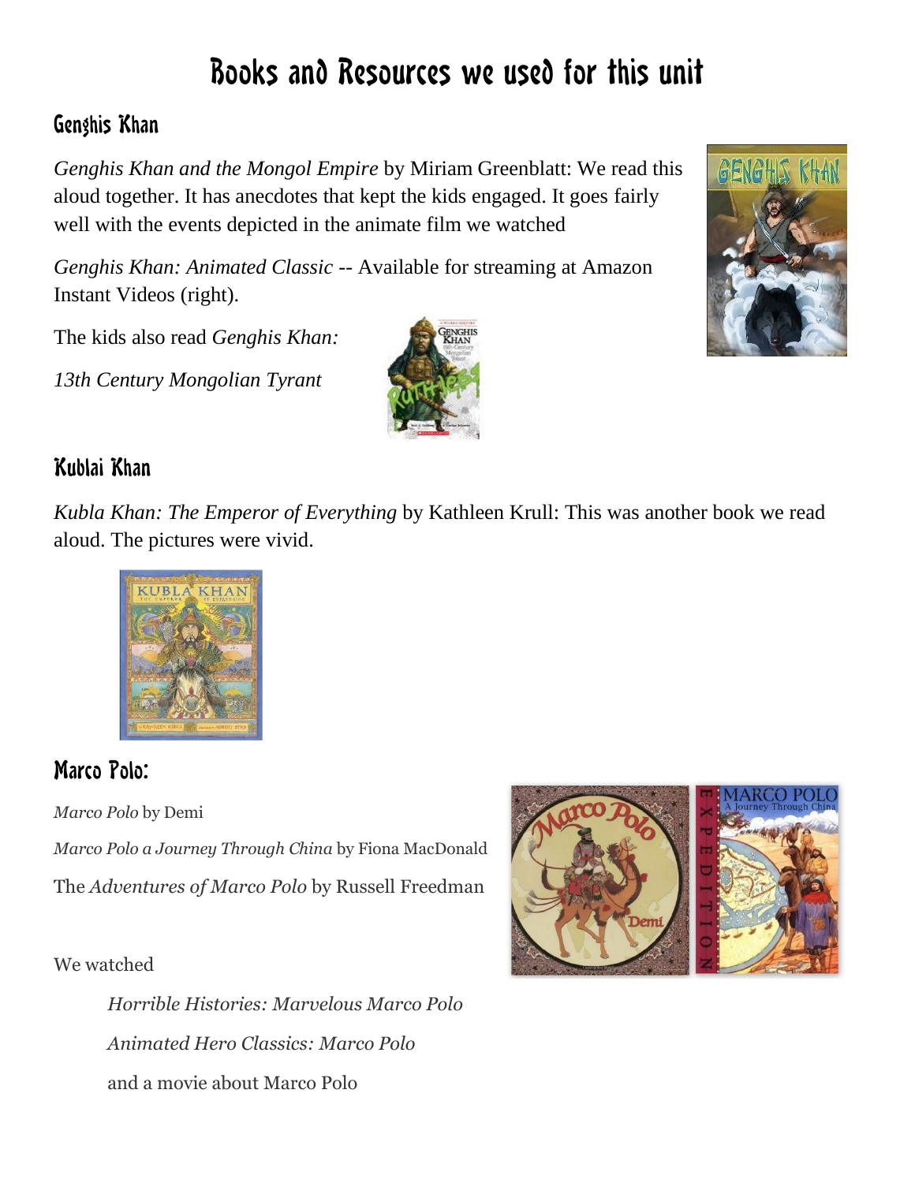# Books and Resources we used for this unit

## Genghis Khan

*Genghis Khan and the Mongol Empire* by Miriam Greenblatt: We read this aloud together. It has anecdotes that kept the kids engaged. It goes fairly well with the events depicted in the animate film we watched

*Genghis Khan: Animated Classic* -- Available for streaming at Amazon Instant Videos (right).

The kids also read *Genghis Khan:*

*13th Century Mongolian Tyrant*

## Kublai Khan

*Kubla Khan: The Emperor of Everything* by Kathleen Krull: This was another book we read aloud. The pictures were vivid.

## Marco Polo:

*Marco Polo* by Demi

*Marco Polo a Journey Through China* by Fiona MacDonald

The *Adventures of Marco Polo* by Russell Freedman

We watched

*Horrible Histories: Marvelous Marco Polo*

*Animated Hero Classics: Marco Polo*

and a movie about Marco Polo